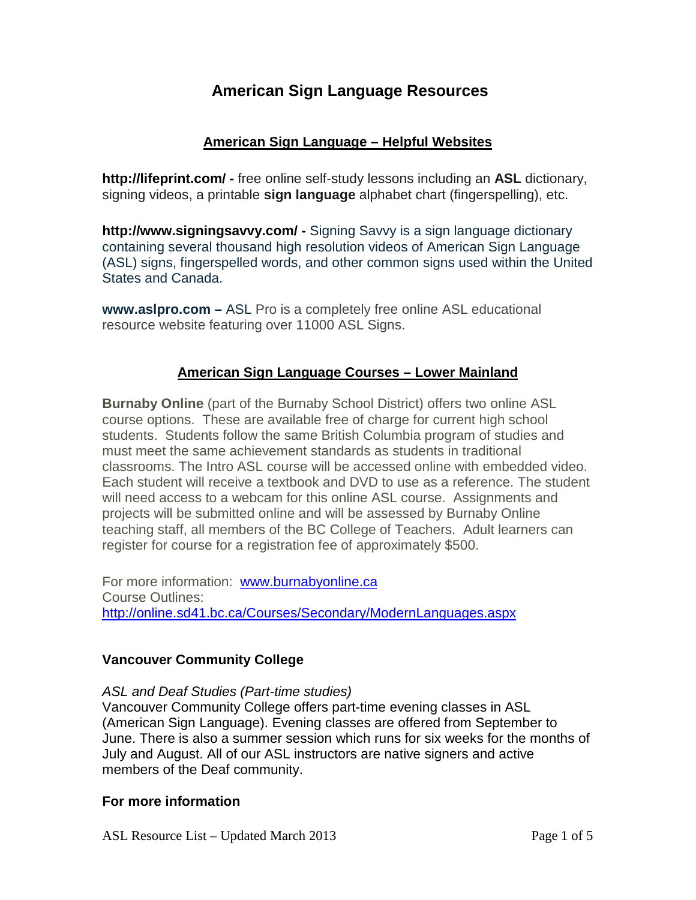# American Sign Language Resources

## American Sign Language – Helpful Websites

**http://lifeprint.com/ -** free online self-study lessons including an **ASL** dictionary, signing videos, a printable **sign language** alphabet chart (fingerspelling), etc.

**http://www.signingsavvy.com/ -** Signing Savvy is a sign language dictionary containing several thousand high resolution videos of American Sign Language (ASL) signs, fingerspelled words, and other common signs used within the United States and Canada.

**www.aslpro.com –** ASL Pro is a completely free online ASL educational resource website featuring over 11000 ASL Signs.

## American Sign Language Courses – Lower Mainland

**Burnaby Online** (part of the Burnaby School District) offers two online ASL course options. These are available free of charge for current high school students. Students follow the same British Columbia program of studies and must meet the same achievement standards as students in traditional classrooms. The Intro ASL course will be accessed online with embedded video. Each student will receive a textbook and DVD to use as a reference. The student will need access to a webcam for this online ASL course. Assignments and projects will be submitted online and will be assessed by Burnaby Online teaching staff, all members of the BC College of Teachers. Adult learners can register for course for a registration fee of approximately $500.

For more information: [www.burnabyonline.ca](www.burnabyonline.ca)
Course Outlines:
[http://online.sd41.bc.ca/Courses/Secondary/ModernLanguages.aspx](http://online.sd41.bc.ca/Courses/Secondary/ModernLanguages.aspx)

### Vancouver Community College

*ASL and Deaf Studies (Part-time studies)*
Vancouver Community College offers part-time evening classes in ASL (American Sign Language). Evening classes are offered from September to June. There is also a summer session which runs for six weeks for the months of July and August. All of our ASL instructors are native signers and active members of the Deaf community.

### For more information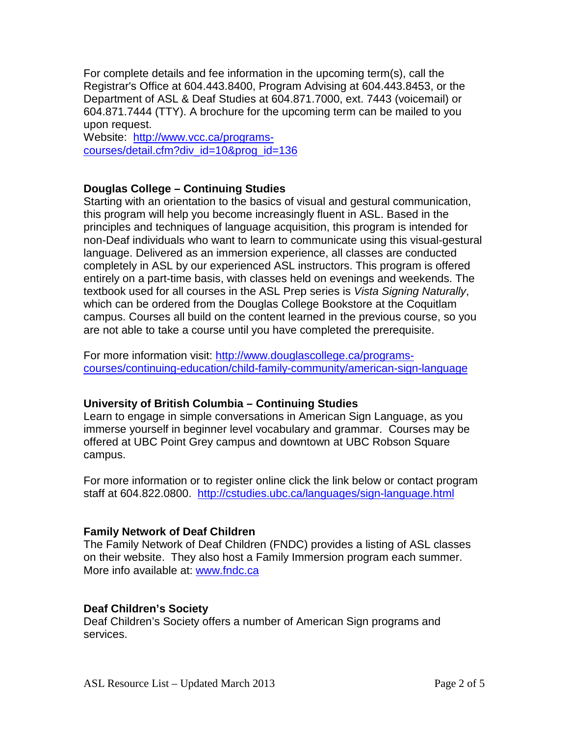For complete details and fee information in the upcoming term(s), call the Registrar's Office at 604.443.8400, Program Advising at 604.443.8453, or the Department of ASL & Deaf Studies at 604.871.7000, ext. 7443 (voicemail) or 604.871.7444 (TTY). A brochure for the upcoming term can be mailed to you upon request.
Website: [http://www.vcc.ca/programs-courses/detail.cfm?div_id=10&prog_id=136](http://www.vcc.ca/programs-courses/detail.cfm?div_id=10&prog_id=136)

**Douglas College – Continuing Studies**
Starting with an orientation to the basics of visual and gestural communication, this program will help you become increasingly fluent in ASL. Based in the principles and techniques of language acquisition, this program is intended for non-Deaf individuals who want to learn to communicate using this visual-gestural language. Delivered as an immersion experience, all classes are conducted completely in ASL by our experienced ASL instructors. This program is offered entirely on a part-time basis, with classes held on evenings and weekends. The textbook used for all courses in the ASL Prep series is *Vista Signing Naturally*, which can be ordered from the Douglas College Bookstore at the Coquitlam campus. Courses all build on the content learned in the previous course, so you are not able to take a course until you have completed the prerequisite.

For more information visit: [http://www.douglascollege.ca/programs-courses/continuing-education/child-family-community/american-sign-language](http://www.douglascollege.ca/programs-courses/continuing-education/child-family-community/american-sign-language)

**University of British Columbia – Continuing Studies**
Learn to engage in simple conversations in American Sign Language, as you immerse yourself in beginner level vocabulary and grammar. Courses may be offered at UBC Point Grey campus and downtown at UBC Robson Square campus.

For more information or to register online click the link below or contact program staff at 604.822.0800. [http://cstudies.ubc.ca/languages/sign-language.html](http://cstudies.ubc.ca/languages/sign-language.html)

**Family Network of Deaf Children**
The Family Network of Deaf Children (FNDC) provides a listing of ASL classes on their website. They also host a Family Immersion program each summer. More info available at: [www.fndc.ca](http://www.fndc.ca)

**Deaf Children's Society**
Deaf Children's Society offers a number of American Sign programs and services.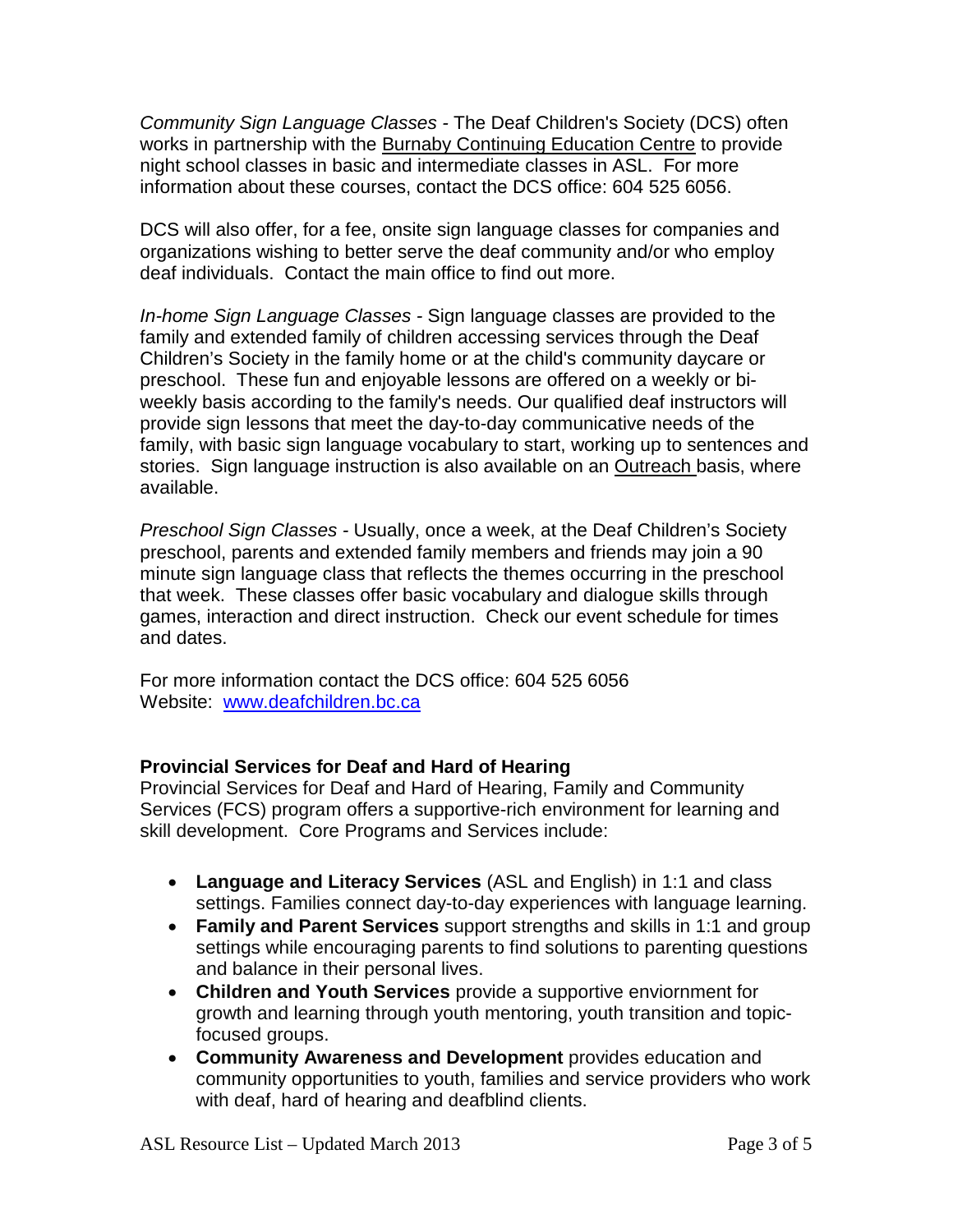*Community Sign Language Classes* - The Deaf Children's Society (DCS) often works in partnership with the Burnaby Continuing Education Centre to provide night school classes in basic and intermediate classes in ASL. For more information about these courses, contact the DCS office: 604 525 6056.

DCS will also offer, for a fee, onsite sign language classes for companies and organizations wishing to better serve the deaf community and/or who employ deaf individuals. Contact the main office to find out more.

*In-home Sign Language Classes* - Sign language classes are provided to the family and extended family of children accessing services through the Deaf Children's Society in the family home or at the child's community daycare or preschool. These fun and enjoyable lessons are offered on a weekly or bi-weekly basis according to the family's needs. Our qualified deaf instructors will provide sign lessons that meet the day-to-day communicative needs of the family, with basic sign language vocabulary to start, working up to sentences and stories. Sign language instruction is also available on an Outreach basis, where available.

*Preschool Sign Classes* - Usually, once a week, at the Deaf Children's Society preschool, parents and extended family members and friends may join a 90 minute sign language class that reflects the themes occurring in the preschool that week. These classes offer basic vocabulary and dialogue skills through games, interaction and direct instruction. Check our event schedule for times and dates.

For more information contact the DCS office: 604 525 6056
Website: www.deafchildren.bc.ca

**Provincial Services for Deaf and Hard of Hearing**

Provincial Services for Deaf and Hard of Hearing, Family and Community Services (FCS) program offers a supportive-rich environment for learning and skill development. Core Programs and Services include:

- **Language and Literacy Services** (ASL and English) in 1:1 and class settings. Families connect day-to-day experiences with language learning.
- **Family and Parent Services** support strengths and skills in 1:1 and group settings while encouraging parents to find solutions to parenting questions and balance in their personal lives.
- **Children and Youth Services** provide a supportive enviornment for growth and learning through youth mentoring, youth transition and topic-focused groups.
- **Community Awareness and Development** provides education and community opportunities to youth, families and service providers who work with deaf, hard of hearing and deafblind clients.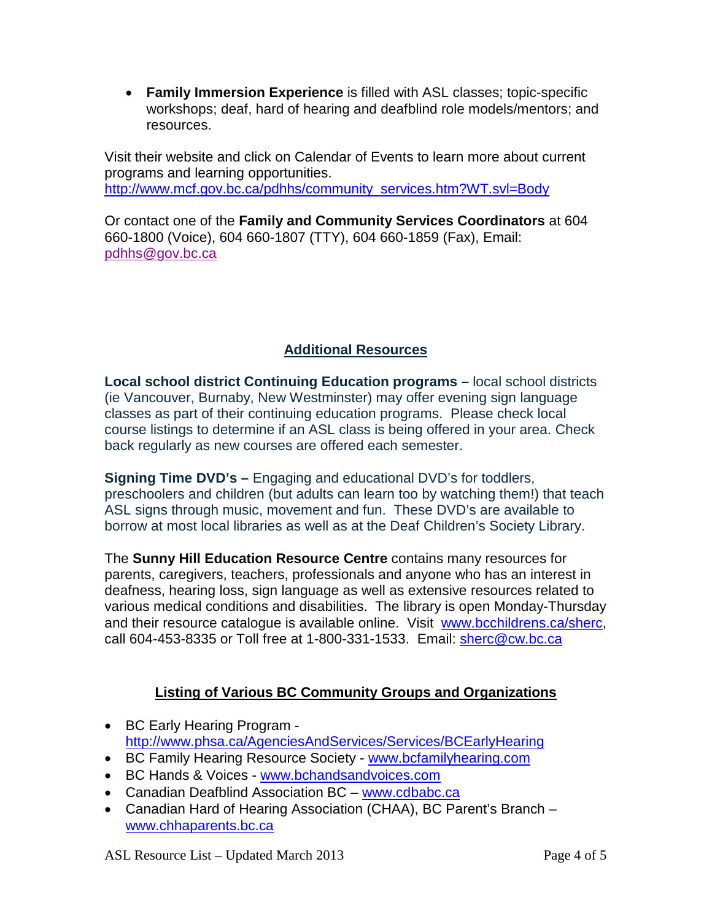- **Family Immersion Experience** is filled with ASL classes; topic-specific workshops; deaf, hard of hearing and deafblind role models/mentors; and resources.

Visit their website and click on Calendar of Events to learn more about current programs and learning opportunities.
http://www.mcf.gov.bc.ca/pdhhs/community_services.htm?WT.svl=Body

Or contact one of the **Family and Community Services Coordinators** at 604 660-1800 (Voice), 604 660-1807 (TTY), 604 660-1859 (Fax), Email: pdhhs@gov.bc.ca

## Additional Resources

**Local school district Continuing Education programs –** local school districts (ie Vancouver, Burnaby, New Westminster) may offer evening sign language classes as part of their continuing education programs. Please check local course listings to determine if an ASL class is being offered in your area. Check back regularly as new courses are offered each semester.

**Signing Time DVD's –** Engaging and educational DVD's for toddlers, preschoolers and children (but adults can learn too by watching them!) that teach ASL signs through music, movement and fun. These DVD's are available to borrow at most local libraries as well as at the Deaf Children's Society Library.

The **Sunny Hill Education Resource Centre** contains many resources for parents, caregivers, teachers, professionals and anyone who has an interest in deafness, hearing loss, sign language as well as extensive resources related to various medical conditions and disabilities. The library is open Monday-Thursday and their resource catalogue is available online. Visit www.bcchildrens.ca/sherc, call 604-453-8335 or Toll free at 1-800-331-1533. Email: sherc@cw.bc.ca

## Listing of Various BC Community Groups and Organizations

- BC Early Hearing Program - http://www.phsa.ca/AgenciesAndServices/Services/BCEarlyHearing
- BC Family Hearing Resource Society - www.bcfamilyhearing.com
- BC Hands & Voices - www.bchandsandvoices.com
- Canadian Deafblind Association BC – www.cdbabc.ca
- Canadian Hard of Hearing Association (CHAA), BC Parent's Branch – www.chhaparents.bc.ca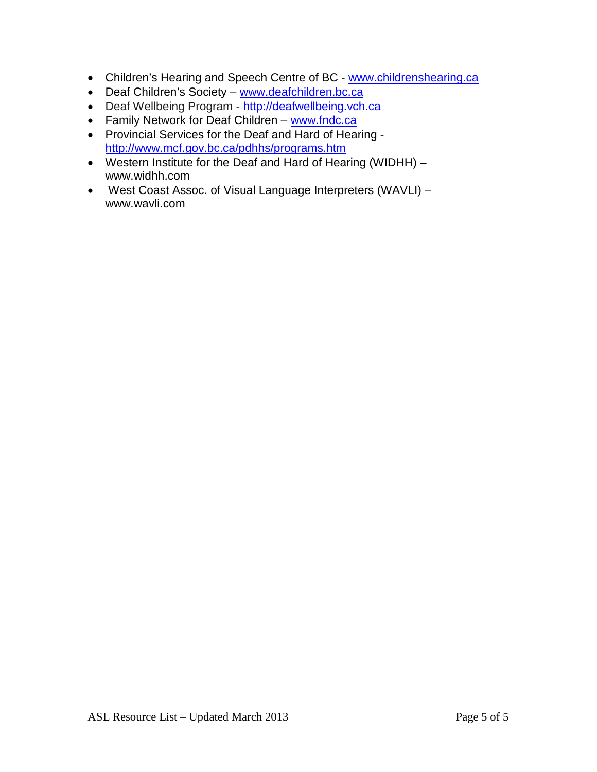- Children's Hearing and Speech Centre of BC - [www.childrenshearing.ca](http://www.childrenshearing.ca)
- Deaf Children's Society – [www.deafchildren.bc.ca](http://www.deafchildren.bc.ca)
- Deaf Wellbeing Program - [http://deafwellbeing.vch.ca](http://deafwellbeing.vch.ca)
- Family Network for Deaf Children – [www.fndc.ca](http://www.fndc.ca)
- Provincial Services for the Deaf and Hard of Hearing - [http://www.mcf.gov.bc.ca/pdhhs/programs.htm](http://www.mcf.gov.bc.ca/pdhhs/programs.htm)
- Western Institute for the Deaf and Hard of Hearing (WIDHH) – www.widhh.com
- West Coast Assoc. of Visual Language Interpreters (WAVLI) – www.wavli.com